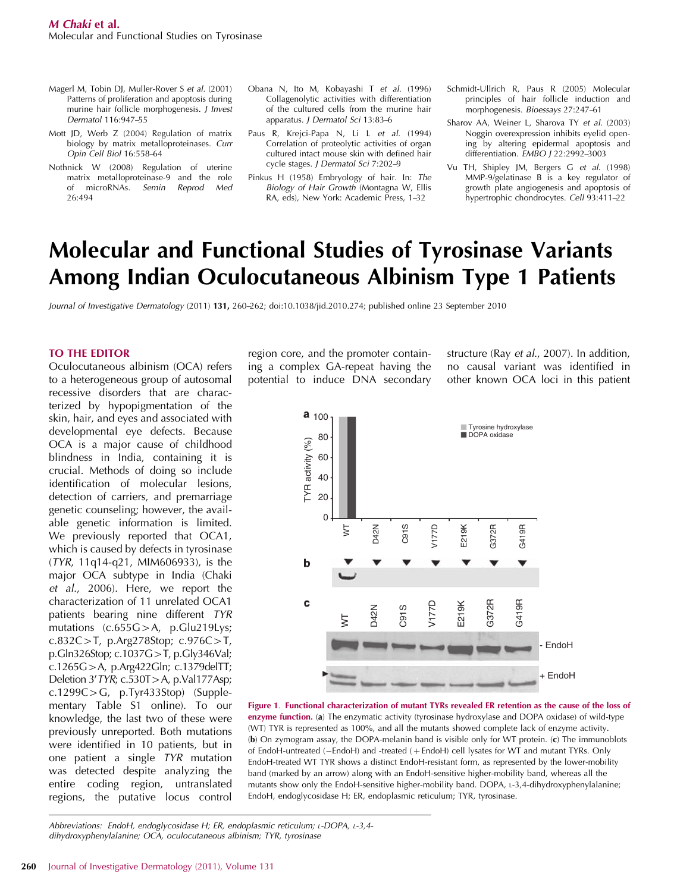Magerl M, Tobin DJ, Muller-Rover S *et al.* (2001) Patterns of proliferation and apoptosis during murine hair follicle morphogenesis. *J Invest Dermatol* 116:947–55

Mott JD, Werb Z (2004) Regulation of matrix biology by matrix metalloproteinases. *Curr Opin Cell Biol* 16:558–64

Nothnick W (2008) Regulation of uterine matrix metalloproteinase-9 and the role of microRNAs. *Semin Reprod Med* 26:494

Obana N, Ito M, Kobayashi T *et al.* (1996) Collagenolytic activities with differentiation of the cultured cells from the murine hair apparatus. *J Dermatol Sci* 13:83–6

Paus R, Krejci-Papa N, Li L *et al.* (1994) Correlation of proteolytic activities of organ cultured intact mouse skin with defined hair cycle stages. *J Dermatol Sci* 7:202–9

Pinkus H (1958) Embryology of hair. In: *The Biology of Hair Growth* (Montagna W, Ellis RA, eds), New York: Academic Press, 1–32

Schmidt-Ullrich R, Paus R (2005) Molecular principles of hair follicle induction and morphogenesis. *Bioessays* 27:247–61

Sharov AA, Weiner L, Sharova TY *et al.* (2003) Noggin overexpression inhibits eyelid opening by altering epidermal apoptosis and differentiation. *EMBO J* 22:2992–3003

Vu TH, Shipley JM, Bergers G *et al.* (1998) MMP-9/gelatinase B is a key regulator of growth plate angiogenesis and apoptosis of hypertrophic chondrocytes. *Cell* 93:411–22

# Molecular and Functional Studies of Tyrosinase Variants Among Indian Oculocutaneous Albinism Type 1 Patients

*Journal of Investigative Dermatology* (2011) **131,** 260–262; doi:10.1038/jid.2010.274; published online 23 September 2010

## TO THE EDITOR

Oculocutaneous albinism (OCA) refers to a heterogeneous group of autosomal recessive disorders that are characterized by hypopigmentation of the skin, hair, and eyes and associated with developmental eye defects. Because OCA is a major cause of childhood blindness in India, containing it is crucial. Methods of doing so include identification of molecular lesions, detection of carriers, and premarriage genetic counseling; however, the available genetic information is limited. We previously reported that OCA1, which is caused by defects in tyrosinase (*TYR*, 11q14-q21, MIM606933), is the major OCA subtype in India (Chaki *et al.*, 2006). Here, we report the characterization of 11 unrelated OCA1 patients bearing nine different *TYR* mutations (c.655G>A, p.Glu219Lys; c.832C>T, p.Arg278Stop; c.976C>T, p.Gln326Stop; c.1037G>T, p.Gly346Val; c.1265G>A, p.Arg422Gln; c.1379delTT; Deletion 3′*TYR*; c.530T>A, p.Val177Asp; c.1299C>G, p.Tyr433Stop) (Supplementary Table S1 online). To our knowledge, the last two of these were previously unreported. Both mutations were identified in 10 patients, but in one patient a single *TYR* mutation was detected despite analyzing the entire coding region, untranslated regions, the putative locus control region core, and the promoter containing a complex GA-repeat having the potential to induce DNA secondary structure (Ray *et al.*, 2007). In addition, no causal variant was identified in other known OCA loci in this patient

**Figure 1. Functional characterization of mutant TYRs revealed ER retention as the cause of the loss of enzyme function.** (**a**) The enzymatic activity (tyrosinase hydroxylase and DOPA oxidase) of wild-type (WT) TYR is represented as 100%, and all the mutants showed complete lack of enzyme activity. (**b**) On zymogram assay, the DOPA-melanin band is visible only for WT protein. (**c**) The immunoblots of EndoH-untreated (−EndoH) and -treated (+EndoH) cell lysates for WT and mutant TYRs. Only EndoH-treated WT TYR shows a distinct EndoH-resistant form, as represented by the lower-mobility band (marked by an arrow) along with an EndoH-sensitive higher-mobility band, whereas all the mutants show only the EndoH-sensitive higher-mobility band. DOPA, L-3,4-dihydroxyphenylalanine; EndoH, endoglycosidase H; ER, endoplasmic reticulum; TYR, tyrosinase.

Abbreviations: EndoH, endoglycosidase H; ER, endoplasmic reticulum; L-DOPA, L-3,4-dihydroxyphenylalanine; OCA, oculocutaneous albinism; TYR, tyrosinase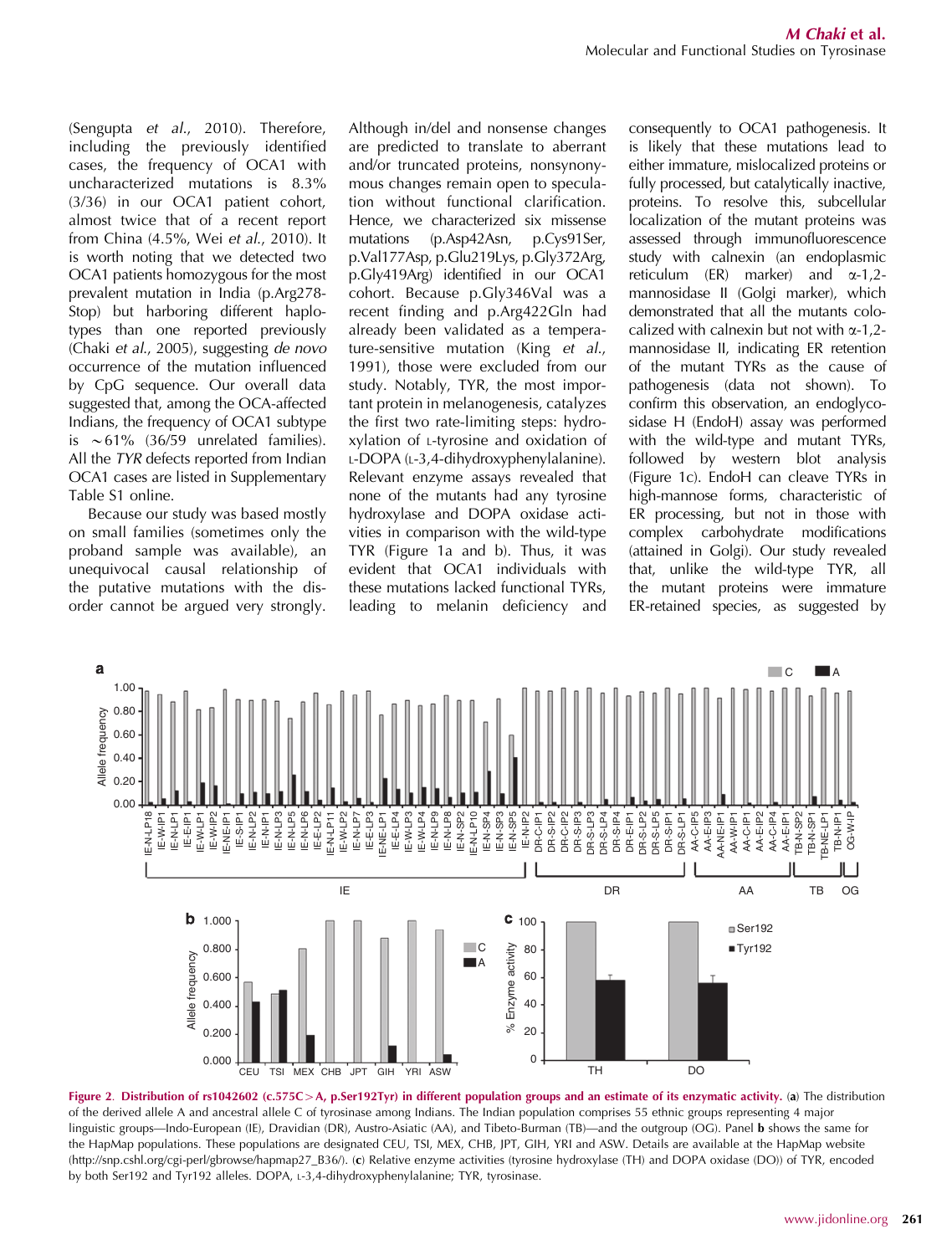(Sengupta *et al.*, 2010). Therefore, including the previously identified cases, the frequency of OCA1 with uncharacterized mutations is 8.3% (3/36) in our OCA1 patient cohort, almost twice that of a recent report from China (4.5%, Wei *et al.*, 2010). It is worth noting that we detected two OCA1 patients homozygous for the most prevalent mutation in India (p.Arg278-Stop) but harboring different haplotypes than one reported previously (Chaki *et al.*, 2005), suggesting *de novo* occurrence of the mutation influenced by CpG sequence. Our overall data suggested that, among the OCA-affected Indians, the frequency of OCA1 subtype is ~61% (36/59 unrelated families). All the *TYR* defects reported from Indian OCA1 cases are listed in Supplementary Table S1 online.

Because our study was based mostly on small families (sometimes only the proband sample was available), an unequivocal causal relationship of the putative mutations with the disorder cannot be argued very strongly. Although in/del and nonsense changes are predicted to result in aberrant and/or truncated proteins, nonsynonymous changes remain open to speculation without functional clarification. Hence, we characterized six missense mutations (p.Asp42Asn, p.Cys91Ser, p.Val177Asp, p.Glu219Lys, p.Gly372Arg, p.Gly419Arg) identified in our OCA1 cohort. Because p.Gly346Val was a recent finding and p.Arg422Gln had already been validated as a temperature-sensitive mutation (King *et al.*, 1991), those were excluded from our study. Notably, TYR, the most important protein in melanogenesis, catalyzes the first two rate-limiting steps: hydroxylation of L-tyrosine and oxidation of L-DOPA (L-3,4-dihydroxyphenylalanine). Relevant enzyme assays revealed that none of the mutants had any tyrosine hydroxylase and DOPA oxidase activities in comparison with the wild-type TYR (Figure 1a and b). Thus, it was evident that OCA1 individuals with these mutations lacked functional TYRs, leading to melanin deficiency and consequently to OCA1 pathogenesis. It is likely that these mutations lead to either immature, mislocalized proteins or fully processed, but catalytically inactive, proteins. To resolve this, subcellular localization of the mutant proteins was assessed through immunofluorescence study with calnexin (an endoplasmic reticulum (ER) marker) and α-1,2-mannosidase II (Golgi marker), which demonstrated that all the mutants colocalized with calnexin but not with α-1,2-mannosidase II, indicating ER retention of the mutant TYRs as the cause of pathogenesis (data not shown). To confirm this observation, an endoglycosidase H (EndoH) assay was performed with the wild-type and mutant TYRs, followed by western blot analysis (Figure 1c). EndoH can cleave TYRs in high-mannose forms, characteristic of ER processing, but not in those with complex carbohydrate modifications (attained in Golgi). Our study revealed that, unlike the wild-type TYR, all the mutant proteins were immature ER-retained species, as suggested by

**Figure 2. Distribution of rs1042602 (c.575C>A, p.Ser192Tyr) in different population groups and an estimate of its enzymatic activity.** (**a**) The distribution of the derived allele A and ancestral allele C of tyrosinase among Indians. The Indian population comprises 55 ethnic groups representing 4 major linguistic groups—Indo-European (IE), Dravidian (DR), Austro-Asiatic (AA), and Tibeto-Burman (TB)—and the outgroup (OG). Panel **b** shows the same for the HapMap populations. These populations are designated CEU, TSI, MEX, CHB, JPT, GIH, YRI and ASW. Details are available at the HapMap website (http://snp.cshl.org/cgi-perl/gbrowse/hapmap27_B36/). (**c**) Relative enzyme activities (tyrosine hydroxylase (TH) and DOPA oxidase (DO)) of TYR, encoded by both Ser192 and Tyr192 alleles. DOPA, L-3,4-dihydroxyphenylalanine; TYR, tyrosinase.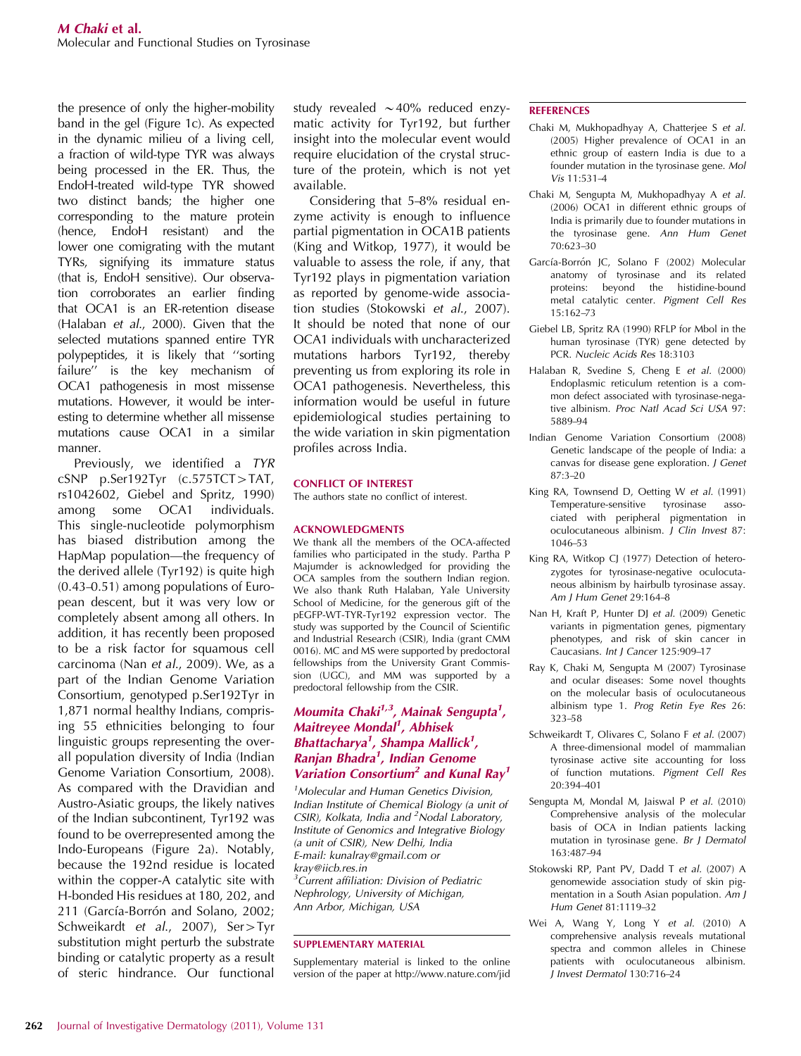the presence of only the higher-mobility band in the gel (Figure 1c). As expected in the dynamic milieu of a living cell, a fraction of wild-type TYR was always being processed in the ER. Thus, the EndoH-treated wild-type TYR showed two distinct bands; the higher one corresponding to the mature protein (hence, EndoH resistant) and the lower one comigrating with the mutant TYRs, signifying its immature status (that is, EndoH sensitive). Our observation corroborates an earlier finding that OCA1 is an ER-retention disease (Halaban *et al.*, 2000). Given that the selected mutations spanned entire TYR polypeptides, it is likely that ''sorting failure'' is the key mechanism of OCA1 pathogenesis in most missense mutations. However, it would be interesting to determine whether all missense mutations cause OCA1 in a similar manner.

Previously, we identified a *TYR* cSNP p.Ser192Tyr (c.575TCT>TAT, rs1042602, Giebel and Spritz, 1990) among some OCA1 individuals. This single-nucleotide polymorphism has biased distribution among the HapMap population—the frequency of the derived allele (Tyr192) is quite high (0.43–0.51) among populations of European descent, but it was very low or completely absent among all others. In addition, it has recently been proposed to be a risk factor for squamous cell carcinoma (Nan *et al.*, 2009). We, as a part of the Indian Genome Variation Consortium, genotyped p.Ser192Tyr in 1,871 normal healthy Indians, comprising 55 ethnicities belonging to four linguistic groups representing the overall population diversity of India (Indian Genome Variation Consortium, 2008). As compared with the Dravidian and Austro-Asiatic groups, the likely natives of the Indian subcontinent, Tyr192 was found to be overrepresented among the Indo-Europeans (Figure 2a). Notably, because the 192nd residue is located within the copper-A catalytic site with H-bonded His residues at 180, 202, and 211 (García-Borrón and Solano, 2002; Schweikardt *et al.*, 2007), Ser>Tyr substitution might perturb the substrate binding or catalytic property as a result of steric hindrance. Our functional study revealed ~40% reduced enzymatic activity for Tyr192, but further insight into the molecular event would require elucidation of the crystal structure of the protein, which is not yet available.

Considering that 5–8% residual enzyme activity is enough to influence partial pigmentation in OCA1B patients (King and Witkop, 1977), it would be valuable to assess the role, if any, that Tyr192 plays in pigmentation variation as reported by genome-wide association studies (Stokowski *et al.*, 2007). It should be noted that none of our OCA1 individuals with uncharacterized mutations harbors Tyr192, thereby preventing us from exploring its role in OCA1 pathogenesis. Nevertheless, this information would be useful in future epidemiological studies pertaining to the wide variation in skin pigmentation profiles across India.

## CONFLICT OF INTEREST

The authors state no conflict of interest.

## ACKNOWLEDGMENTS

We thank all the members of the OCA-affected families who participated in the study. Partha P Majumder is acknowledged for providing the OCA samples from the southern Indian region. We also thank Ruth Halaban, Yale University School of Medicine, for the generous gift of the pEGFP-WT-TYR-Tyr192 expression vector. The study was supported by the Council of Scientific and Industrial Research (CSIR), India (grant CMM 0016). MC and MS were supported by predoctoral fellowships from the University Grant Commission (UGC), and MM was supported by a predoctoral fellowship from the CSIR.

***Moumita Chaki[1,3], Mainak Sengupta[1], Maitreyee Mondal[1], Abhisek Bhattacharya[1], Shampa Mallick[1], Ranjan Bhadra[1], Indian Genome Variation Consortium[2] and Kunal Ray[1]***

*[1]Molecular and Human Genetics Division, Indian Institute of Chemical Biology (a unit of CSIR), Kolkata, India and [2]Nodal Laboratory, Institute of Genomics and Integrative Biology (a unit of CSIR), New Delhi, India*
*E-mail: kunalray@gmail.com or kray@iicb.res.in*
*[3]Current affiliation: Division of Pediatric Nephrology, University of Michigan, Ann Arbor, Michigan, USA*

## SUPPLEMENTARY MATERIAL

Supplementary material is linked to the online version of the paper at http://www.nature.com/jid

## REFERENCES

Chaki M, Mukhopadhyay A, Chatterjee S *et al.* (2005) Higher prevalence of OCA1 in an ethnic group of eastern India is due to a founder mutation in the tyrosinase gene. *Mol Vis* 11:531–4

Chaki M, Sengupta M, Mukhopadhyay A *et al.* (2006) OCA1 in different ethnic groups of India is primarily due to founder mutations in the tyrosinase gene. *Ann Hum Genet* 70:623–30

García-Borrón JC, Solano F (2002) Molecular anatomy of tyrosinase and its related proteins: beyond the histidine-bound metal catalytic center. *Pigment Cell Res* 15:162–73

Giebel LB, Spritz RA (1990) RFLP for MboI in the human tyrosinase (TYR) gene detected by PCR. *Nucleic Acids Res* 18:3103

Halaban R, Svedine S, Cheng E *et al.* (2000) Endoplasmic reticulum retention is a common defect associated with tyrosinase-negative albinism. *Proc Natl Acad Sci USA* 97: 5889–94

Indian Genome Variation Consortium (2008) Genetic landscape of the people of India: a canvas for disease gene exploration. *J Genet* 87:3–20

King RA, Townsend D, Oetting W *et al.* (1991) Temperature-sensitive tyrosinase associated with peripheral pigmentation in oculocutaneous albinism. *J Clin Invest* 87: 1046–53

King RA, Witkop CJ (1977) Detection of heterozygotes for tyrosinase-negative oculocutaneous albinism by hairbulb tyrosinase assay. *Am J Hum Genet* 29:164–8

Nan H, Kraft P, Hunter DJ *et al.* (2009) Genetic variants in pigmentation genes, pigmentary phenotypes, and risk of skin cancer in Caucasians. *Int J Cancer* 125:909–17

Ray K, Chaki M, Sengupta M (2007) Tyrosinase and ocular diseases: Some novel thoughts on the molecular basis of oculocutaneous albinism type 1. *Prog Retin Eye Res* 26: 323–58

Schweikardt T, Olivares C, Solano F *et al.* (2007) A three-dimensional model of mammalian tyrosinase active site accounting for loss of function mutations. *Pigment Cell Res* 20:394–401

Sengupta M, Mondal M, Jaiswal P *et al.* (2010) Comprehensive analysis of the molecular basis of OCA in Indian patients lacking mutation in tyrosinase gene. *Br J Dermatol* 163:487–94

Stokowski RP, Pant PV, Dadd T *et al.* (2007) A genomewide association study of skin pigmentation in a South Asian population. *Am J Hum Genet* 81:1119–32

Wei A, Wang Y, Long Y *et al.* (2010) A comprehensive analysis reveals mutational spectra and common alleles in Chinese patients with oculocutaneous albinism. *J Invest Dermatol* 130:716–24